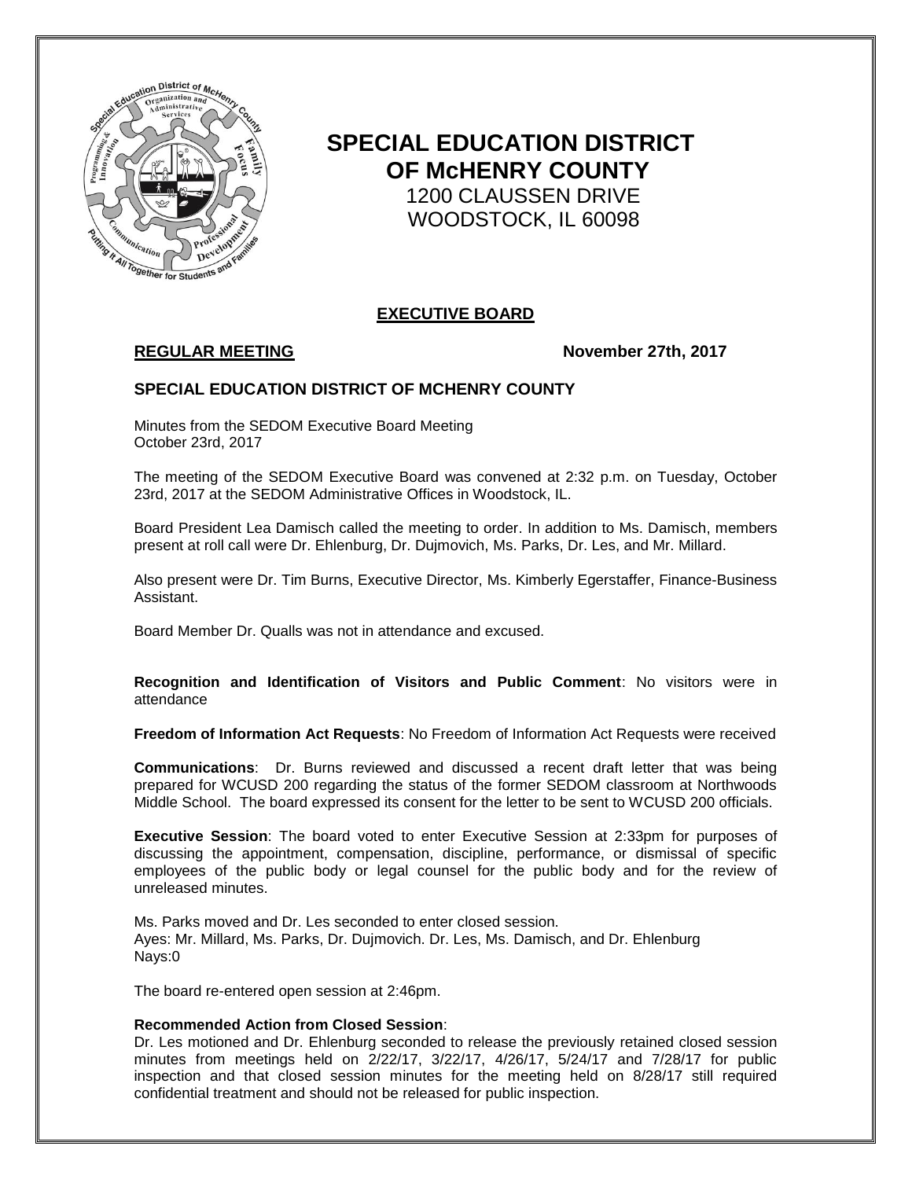# SPECIAL EDUCATION DISTRICT OF McHENRY COUNTY

1200 CLAUSSEN DRIVE
WOODSTOCK, IL 60098

## EXECUTIVE BOARD

**REGULAR MEETING** **November 27th, 2017**

### SPECIAL EDUCATION DISTRICT OF MCHENRY COUNTY

Minutes from the SEDOM Executive Board Meeting
October 23rd, 2017

The meeting of the SEDOM Executive Board was convened at 2:32 p.m. on Tuesday, October 23rd, 2017 at the SEDOM Administrative Offices in Woodstock, IL.

Board President Lea Damisch called the meeting to order. In addition to Ms. Damisch, members present at roll call were Dr. Ehlenburg, Dr. Dujmovich, Ms. Parks, Dr. Les, and Mr. Millard.

Also present were Dr. Tim Burns, Executive Director, Ms. Kimberly Egerstaffer, Finance-Business Assistant.

Board Member Dr. Qualls was not in attendance and excused.

**Recognition and Identification of Visitors and Public Comment**: No visitors were in attendance

**Freedom of Information Act Requests**: No Freedom of Information Act Requests were received

**Communications**: Dr. Burns reviewed and discussed a recent draft letter that was being prepared for WCUSD 200 regarding the status of the former SEDOM classroom at Northwoods Middle School. The board expressed its consent for the letter to be sent to WCUSD 200 officials.

**Executive Session**: The board voted to enter Executive Session at 2:33pm for purposes of discussing the appointment, compensation, discipline, performance, or dismissal of specific employees of the public body or legal counsel for the public body and for the review of unreleased minutes.

Ms. Parks moved and Dr. Les seconded to enter closed session.
Ayes: Mr. Millard, Ms. Parks, Dr. Dujmovich. Dr. Les, Ms. Damisch, and Dr. Ehlenburg
Nays:0

The board re-entered open session at 2:46pm.

**Recommended Action from Closed Session**:
Dr. Les motioned and Dr. Ehlenburg seconded to release the previously retained closed session minutes from meetings held on 2/22/17, 3/22/17, 4/26/17, 5/24/17 and 7/28/17 for public inspection and that closed session minutes for the meeting held on 8/28/17 still required confidential treatment and should not be released for public inspection.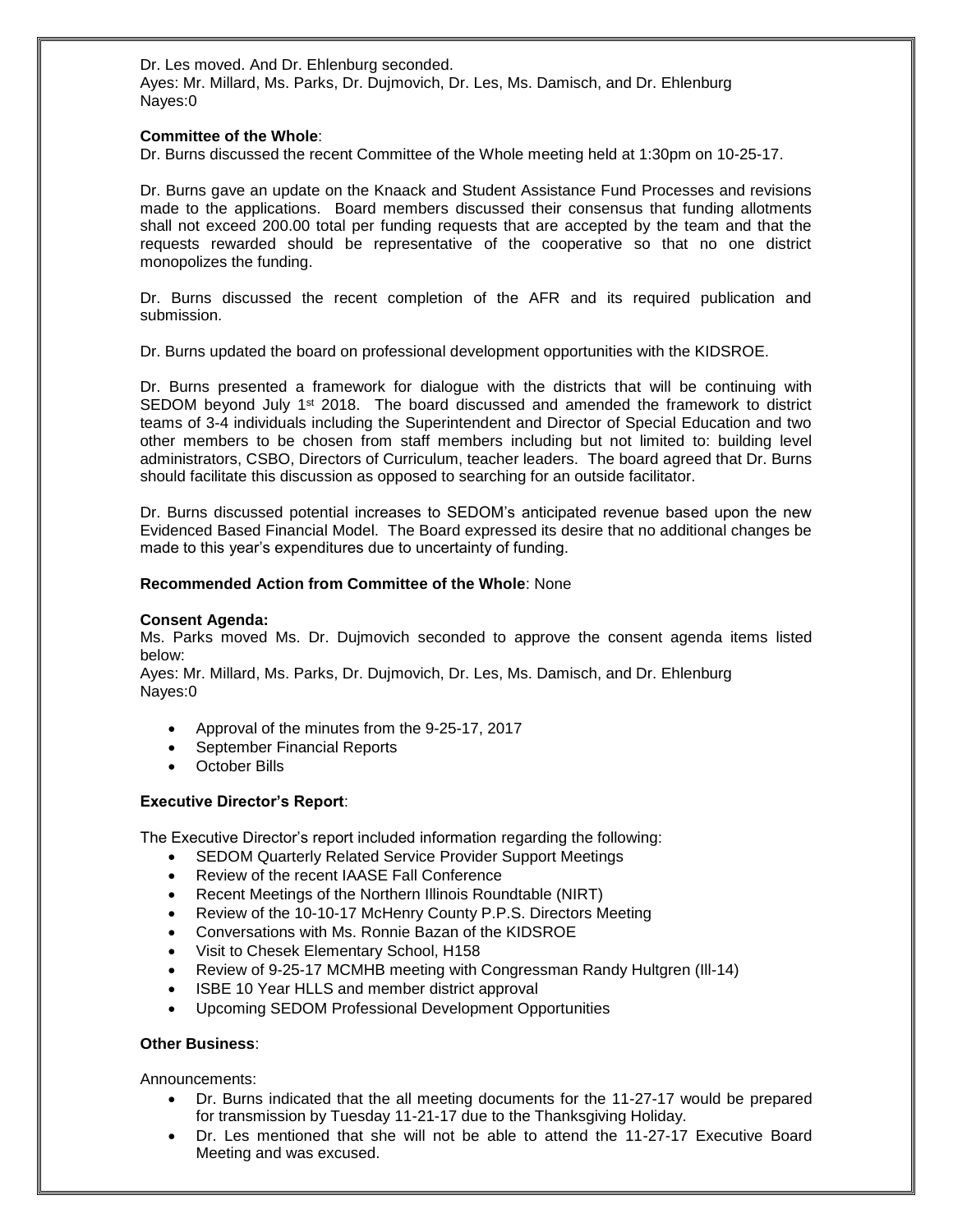Dr. Les moved. And Dr. Ehlenburg seconded.
Ayes: Mr. Millard, Ms. Parks, Dr. Dujmovich, Dr. Les, Ms. Damisch, and Dr. Ehlenburg
Nayes:0

**Committee of the Whole**:
Dr. Burns discussed the recent Committee of the Whole meeting held at 1:30pm on 10-25-17.

Dr. Burns gave an update on the Knaack and Student Assistance Fund Processes and revisions made to the applications. Board members discussed their consensus that funding allotments shall not exceed 200.00 total per funding requests that are accepted by the team and that the requests rewarded should be representative of the cooperative so that no one district monopolizes the funding.

Dr. Burns discussed the recent completion of the AFR and its required publication and submission.

Dr. Burns updated the board on professional development opportunities with the KIDSROE.

Dr. Burns presented a framework for dialogue with the districts that will be continuing with SEDOM beyond July 1st 2018. The board discussed and amended the framework to district teams of 3-4 individuals including the Superintendent and Director of Special Education and two other members to be chosen from staff members including but not limited to: building level administrators, CSBO, Directors of Curriculum, teacher leaders. The board agreed that Dr. Burns should facilitate this discussion as opposed to searching for an outside facilitator.

Dr. Burns discussed potential increases to SEDOM's anticipated revenue based upon the new Evidenced Based Financial Model. The Board expressed its desire that no additional changes be made to this year's expenditures due to uncertainty of funding.

**Recommended Action from Committee of the Whole**: None

**Consent Agenda:**
Ms. Parks moved Ms. Dr. Dujmovich seconded to approve the consent agenda items listed below:
Ayes: Mr. Millard, Ms. Parks, Dr. Dujmovich, Dr. Les, Ms. Damisch, and Dr. Ehlenburg
Nayes:0

- Approval of the minutes from the 9-25-17, 2017
- September Financial Reports
- October Bills

**Executive Director's Report**:

The Executive Director's report included information regarding the following:

- SEDOM Quarterly Related Service Provider Support Meetings
- Review of the recent IAASE Fall Conference
- Recent Meetings of the Northern Illinois Roundtable (NIRT)
- Review of the 10-10-17 McHenry County P.P.S. Directors Meeting
- Conversations with Ms. Ronnie Bazan of the KIDSROE
- Visit to Chesek Elementary School, H158
- Review of 9-25-17 MCMHB meeting with Congressman Randy Hultgren (Ill-14)
- ISBE 10 Year HLLS and member district approval
- Upcoming SEDOM Professional Development Opportunities

**Other Business**:

Announcements:

- Dr. Burns indicated that the all meeting documents for the 11-27-17 would be prepared for transmission by Tuesday 11-21-17 due to the Thanksgiving Holiday.
- Dr. Les mentioned that she will not be able to attend the 11-27-17 Executive Board Meeting and was excused.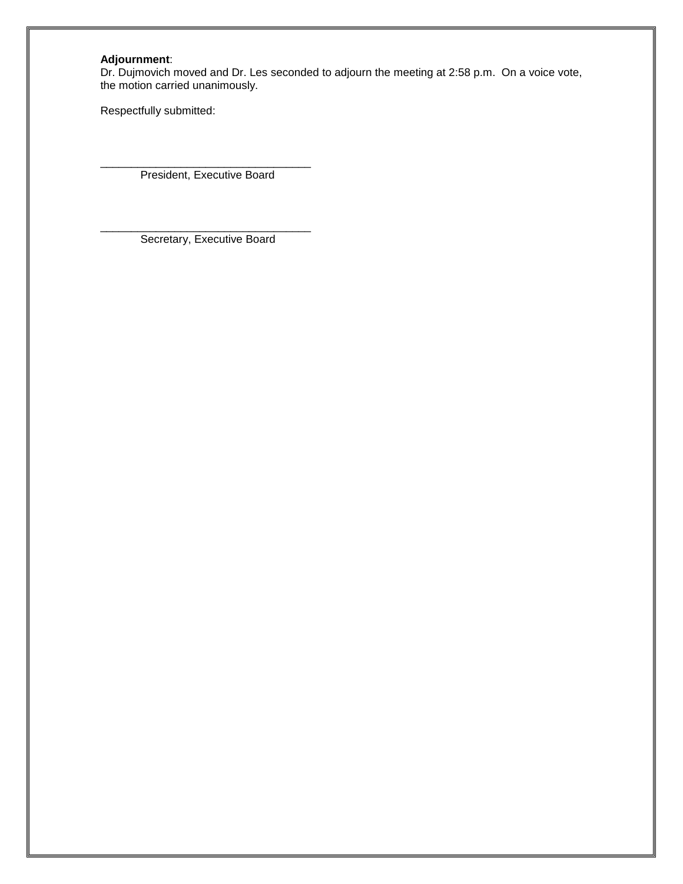**Adjournment**:
Dr. Dujmovich moved and Dr. Les seconded to adjourn the meeting at 2:58 p.m. On a voice vote, the motion carried unanimously.

Respectfully submitted:

___________________________________
President, Executive Board

___________________________________
Secretary, Executive Board